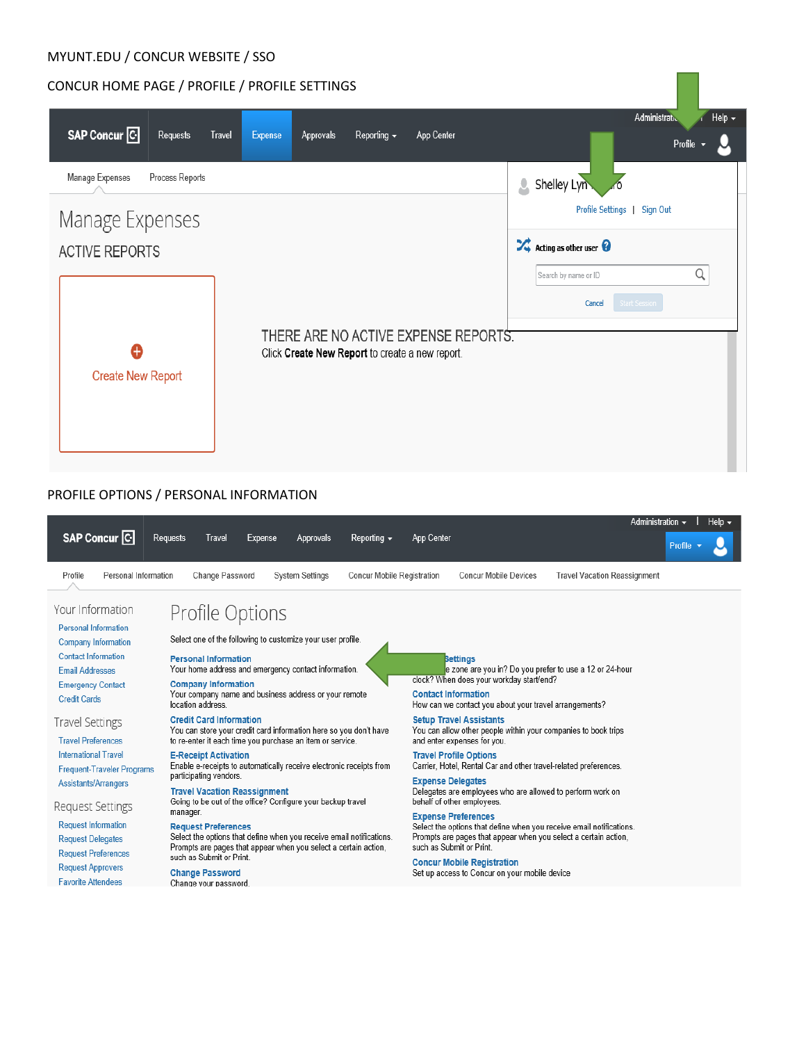MYUNT.EDU / CONCUR WEBSITE / SSO

CONCUR HOME PAGE / PROFILE / PROFILE SETTINGS

SAP Concur | Requests | Travel | Expense | Approvals | Reporting | App Center

Administration | Help

Profile

Manage Expenses | Process Reports

# Manage Expenses

## ACTIVE REPORTS

Create New Report

THERE ARE NO ACTIVE EXPENSE REPORTS.

Click **Create New Report** to create a new report.

Shelley Lyn...ro

Profile Settings | Sign Out

Acting as other user

Search by name or ID

Cancel | Start Session

PROFILE OPTIONS / PERSONAL INFORMATION

SAP Concur | Requests | Travel | Expense | Approvals | Reporting | App Center

Administration | Help

Profile

Profile | Personal Information | Change Password | System Settings | Concur Mobile Registration | Concur Mobile Devices | Travel Vacation Reassignment

**Your Information**

- Personal Information
- Company Information
- Contact Information
- Email Addresses
- Emergency Contact
- Credit Cards

**Travel Settings**

- Travel Preferences
- International Travel
- Frequent-Traveler Programs
- Assistants/Arrangers

**Request Settings**

- Request Information
- Request Delegates
- Request Preferences
- Request Approvers
- Favorite Attendees

# Profile Options

Select one of the following to customize your user profile.

**Personal Information**
Your home address and emergency contact information.

**Company Information**
Your company name and business address or your remote location address.

**Credit Card Information**
You can store your credit card information here so you don't have to re-enter it each time you purchase an item or service.

**E-Receipt Activation**
Enable e-receipts to automatically receive electronic receipts from participating vendors.

**Travel Vacation Reassignment**
Going to be out of the office? Configure your backup travel manager.

**Request Preferences**
Select the options that define when you receive email notifications. Prompts are pages that appear when you select a certain action, such as Submit or Print.

**Change Password**
Change your password.

**...Settings**
...e zone are you in? Do you prefer to use a 12 or 24-hour clock? When does your workday start/end?

**Contact Information**
How can we contact you about your travel arrangements?

**Setup Travel Assistants**
You can allow other people within your companies to book trips and enter expenses for you.

**Travel Profile Options**
Carrier, Hotel, Rental Car and other travel-related preferences.

**Expense Delegates**
Delegates are employees who are allowed to perform work on behalf of other employees.

**Expense Preferences**
Select the options that define when you receive email notifications. Prompts are pages that appear when you select a certain action, such as Submit or Print.

**Concur Mobile Registration**
Set up access to Concur on your mobile device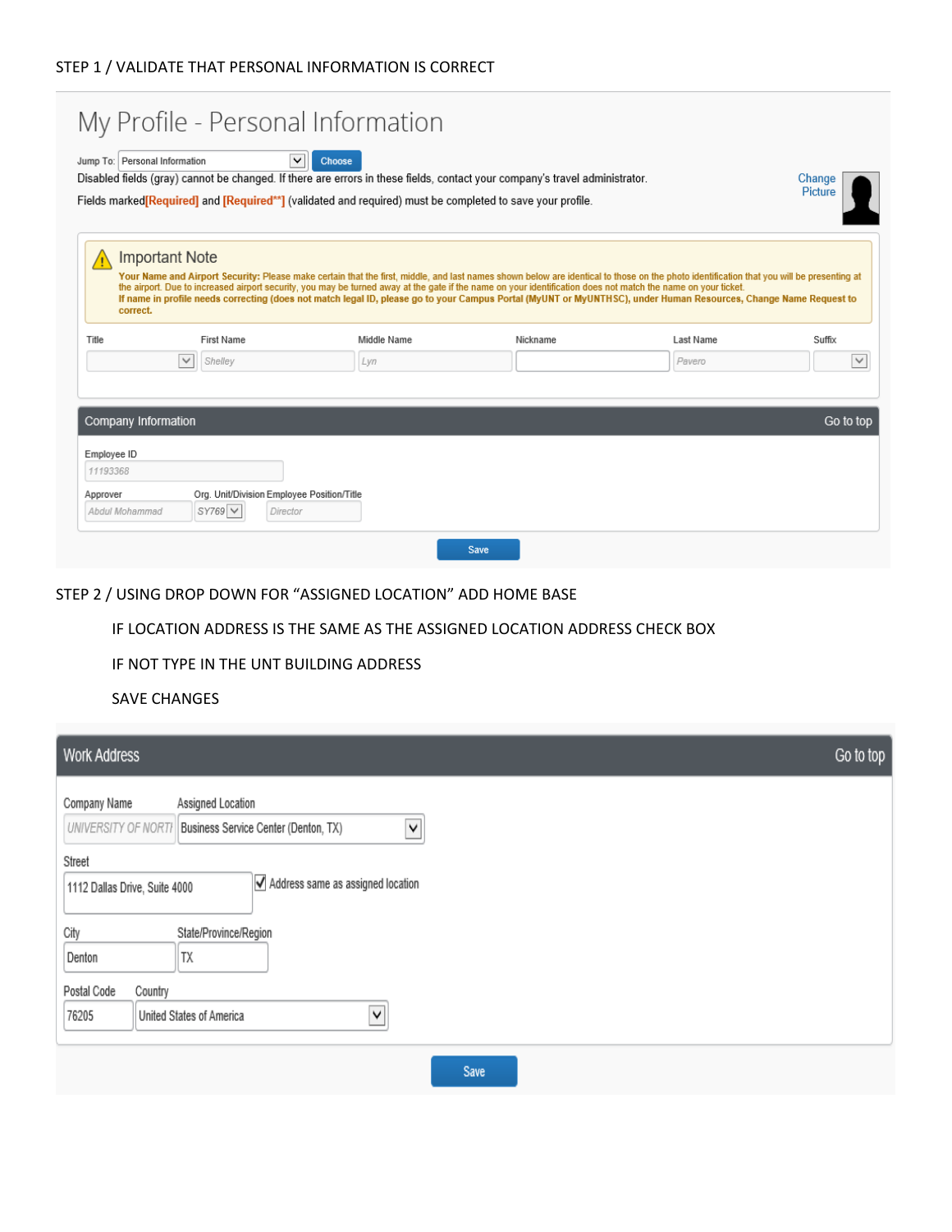STEP 1 / VALIDATE THAT PERSONAL INFORMATION IS CORRECT

# My Profile - Personal Information

Jump To: Personal Information Choose

Disabled fields (gray) cannot be changed. If there are errors in these fields, contact your company's travel administrator.

Fields marked[Required] and [Required**] (validated and required) must be completed to save your profile.

Change Picture

## Important Note

**Your Name and Airport Security:** Please make certain that the first, middle, and last names shown below are identical to those on the photo identification that you will be presenting at the airport. Due to increased airport security, you may be turned away at the gate if the name on your identification does not match the name on your ticket.
**If name in profile needs correcting (does not match legal ID, please go to your Campus Portal (MyUNT or MyUNTHSC), under Human Resources, Change Name Request to correct.**

| Title | First Name | Middle Name | Nickname | Last Name | Suffix |
| --- | --- | --- | --- | --- | --- |
| | Shelley | Lyn | | Pavero | |

## Company Information

Go to top

Employee ID: 11193368

| Approver | Org. Unit/Division | Employee Position/Title |
| --- | --- | --- |
| Abdul Mohammad | SY769 | Director |

Save

STEP 2 / USING DROP DOWN FOR "ASSIGNED LOCATION" ADD HOME BASE

IF LOCATION ADDRESS IS THE SAME AS THE ASSIGNED LOCATION ADDRESS CHECK BOX

IF NOT TYPE IN THE UNT BUILDING ADDRESS

SAVE CHANGES

## Work Address

Go to top

| Company Name | Assigned Location |
| --- | --- |
| UNIVERSITY OF NORTI | Business Service Center (Denton, TX) |

Street: 1112 Dallas Drive, Suite 4000

☑ Address same as assigned location

| City | State/Province/Region |
| --- | --- |
| Denton | TX |

| Postal Code | Country |
| --- | --- |
| 76205 | United States of America |

Save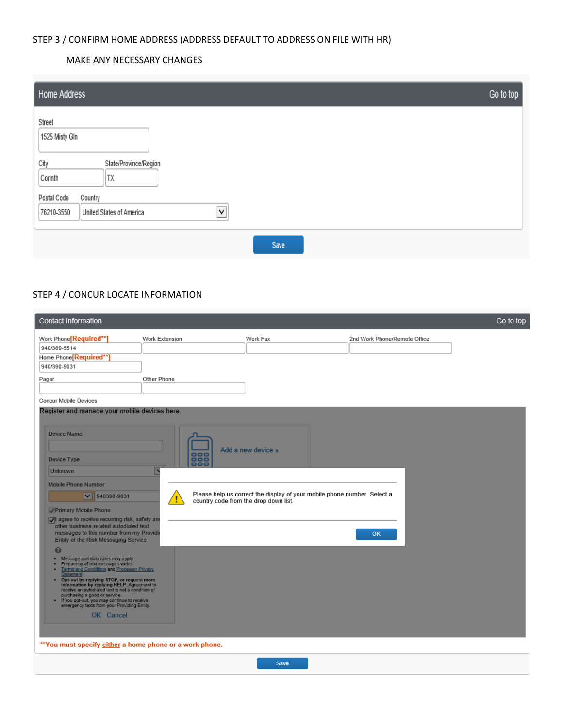STEP 3 / CONFIRM HOME ADDRESS (ADDRESS DEFAULT TO ADDRESS ON FILE WITH HR)

MAKE ANY NECESSARY CHANGES

**Home Address** — Go to top

Street
1525 Misty Gln

City: Corinth
State/Province/Region: TX

Postal Code: 76210-3550
Country: United States of America

Save

STEP 4 / CONCUR LOCATE INFORMATION

**Contact Information** — Go to top

| Work Phone[Required**] | Work Extension | Work Fax | 2nd Work Phone/Remote Office |
|---|---|---|---|
| 940/369-5514 | | | |

Home Phone[Required**]
940/390-9031

| Pager | Other Phone |
|---|---|
| | |

Concur Mobile Devices

Register and manage your mobile devices here.

Device Name

Device Type
Unknown

Mobile Phone Number
940390-9031

Primary Mobile Phone

I agree to receive recurring risk, safety and other business-related autodialed text messages to this number from my Providing Entity of the Risk Messaging Service

- Message and data rates may apply
- Frequency of text messages varies
- Terms and Conditions and Processor Privacy Statement
- **Opt-out by replying STOP, or request more information by replying HELP.** Agreement to receive an autodialed text is not a condition of purchasing a good or service.
- If you opt-out, you may continue to receive emergency texts from your Providing Entity.

OK Cancel

Add a new device »

Please help us correct the display of your mobile phone number. Select a country code from the drop down list.

OK

**You must specify either a home phone or a work phone.

Save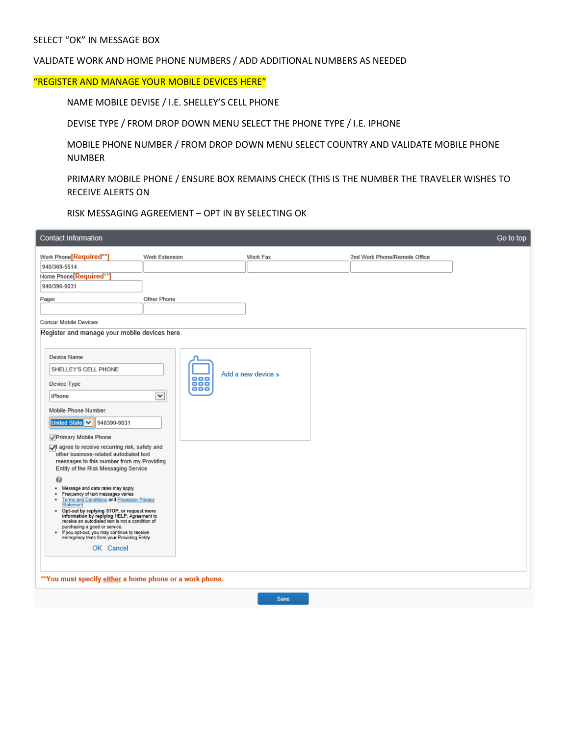SELECT "OK" IN MESSAGE BOX

VALIDATE WORK AND HOME PHONE NUMBERS / ADD ADDITIONAL NUMBERS AS NEEDED

"REGISTER AND MANAGE YOUR MOBILE DEVICES HERE"

- NAME MOBILE DEVISE / I.E. SHELLEY'S CELL PHONE
- DEVISE TYPE / FROM DROP DOWN MENU SELECT THE PHONE TYPE / I.E. IPHONE
- MOBILE PHONE NUMBER / FROM DROP DOWN MENU SELECT COUNTRY AND VALIDATE MOBILE PHONE NUMBER
- PRIMARY MOBILE PHONE / ENSURE BOX REMAINS CHECK (THIS IS THE NUMBER THE TRAVELER WISHES TO RECEIVE ALERTS ON
- RISK MESSAGING AGREEMENT – OPT IN BY SELECTING OK

**Contact Information** Go to top

| Work Phone[Required**] | Work Extension | Work Fax | 2nd Work Phone/Remote Office |
|---|---|---|---|
| 940/369-5514 | | | |

Home Phone[Required**]
940/390-9031

| Pager | Other Phone |
|---|---|
| | |

Concur Mobile Devices

Register and manage your mobile devices here.

Device Name
SHELLEY'S CELL PHONE

Device Type
iPhone

Mobile Phone Number
United State 940390-9031

☑ Primary Mobile Phone

☑ I agree to receive recurring risk, safety and other business-related autodialed text messages to this number from my Providing Entity of the Risk Messaging Service

- Message and data rates may apply
- Frequency of text messages varies
- Terms and Conditions and Processor Privacy Statement
- **Opt-out by replying STOP, or request more information by replying HELP.** Agreement to receive an autodialed text is not a condition of purchasing a good or service.
- If you opt-out, you may continue to receive emergency texts from your Providing Entity.

OK Cancel

Add a new device »

**You must specify either a home phone or a work phone.

Save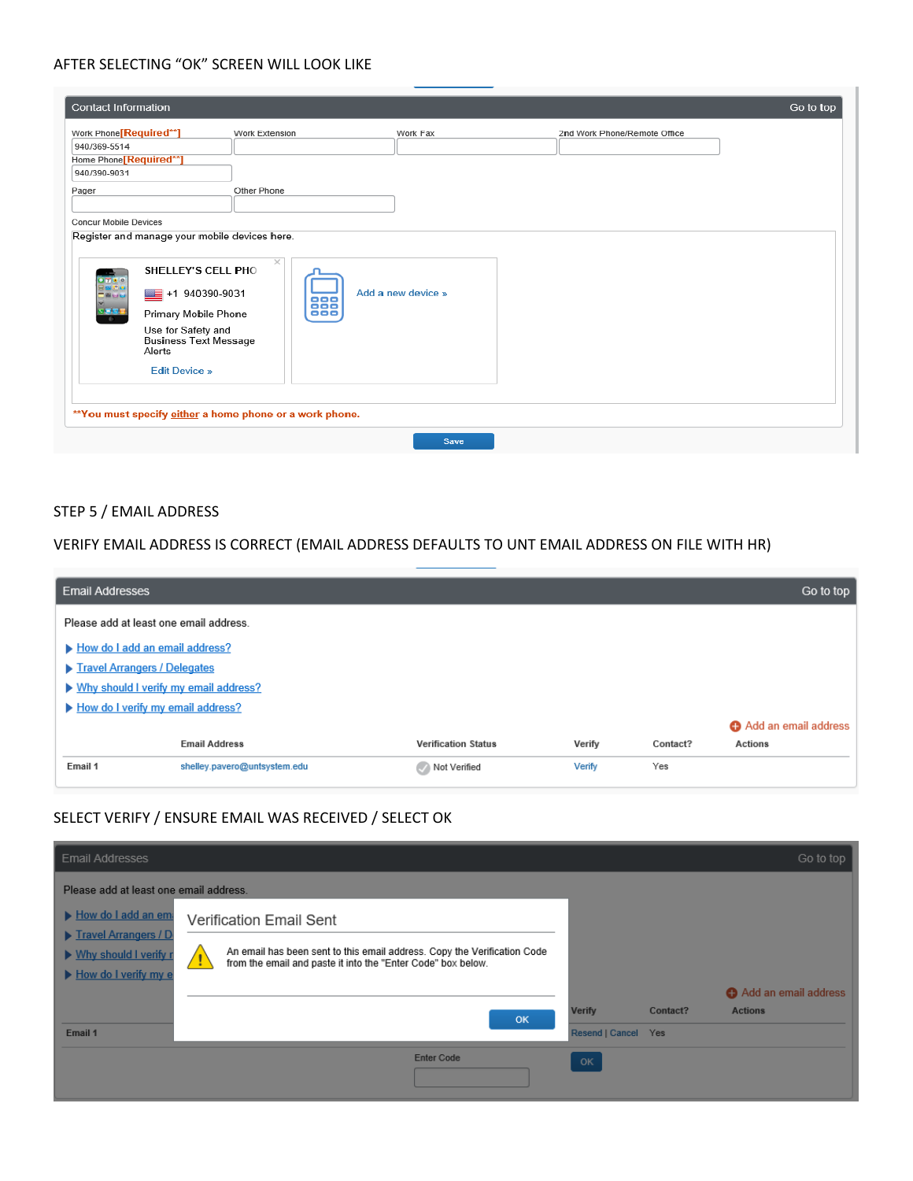AFTER SELECTING "OK" SCREEN WILL LOOK LIKE

Contact Information | Go to top

| Work Phone[Required**] | Work Extension | Work Fax | 2nd Work Phone/Remote Office |
|---|---|---|---|
| 940/369-5514 | | | |

Home Phone[Required**]
940/390-9031

| Pager | Other Phone |
|---|---|
| | |

Concur Mobile Devices

Register and manage your mobile devices here.

SHELLEY'S CELL PHO
+1 940390-9031
Primary Mobile Phone
Use for Safety and Business Text Message Alerts
Edit Device »

Add a new device »

**You must specify either a home phone or a work phone.

Save

STEP 5 / EMAIL ADDRESS

VERIFY EMAIL ADDRESS IS CORRECT (EMAIL ADDRESS DEFAULTS TO UNT EMAIL ADDRESS ON FILE WITH HR)

Email Addresses | Go to top

Please add at least one email address.

- How do I add an email address?
- Travel Arrangers / Delegates
- Why should I verify my email address?
- How do I verify my email address?

Add an email address

| | Email Address | Verification Status | Verify | Contact? | Actions |
|---|---|---|---|---|---|
| Email 1 | shelley.pavero@untsystem.edu | Not Verified | Verify | Yes | |

SELECT VERIFY / ENSURE EMAIL WAS RECEIVED / SELECT OK

Verification Email Sent

An email has been sent to this email address. Copy the Verification Code from the email and paste it into the "Enter Code" box below.

OK

| | Verify | Contact? | Actions |
|---|---|---|---|
| Email 1 | Resend \| Cancel | Yes | |

Enter Code

OK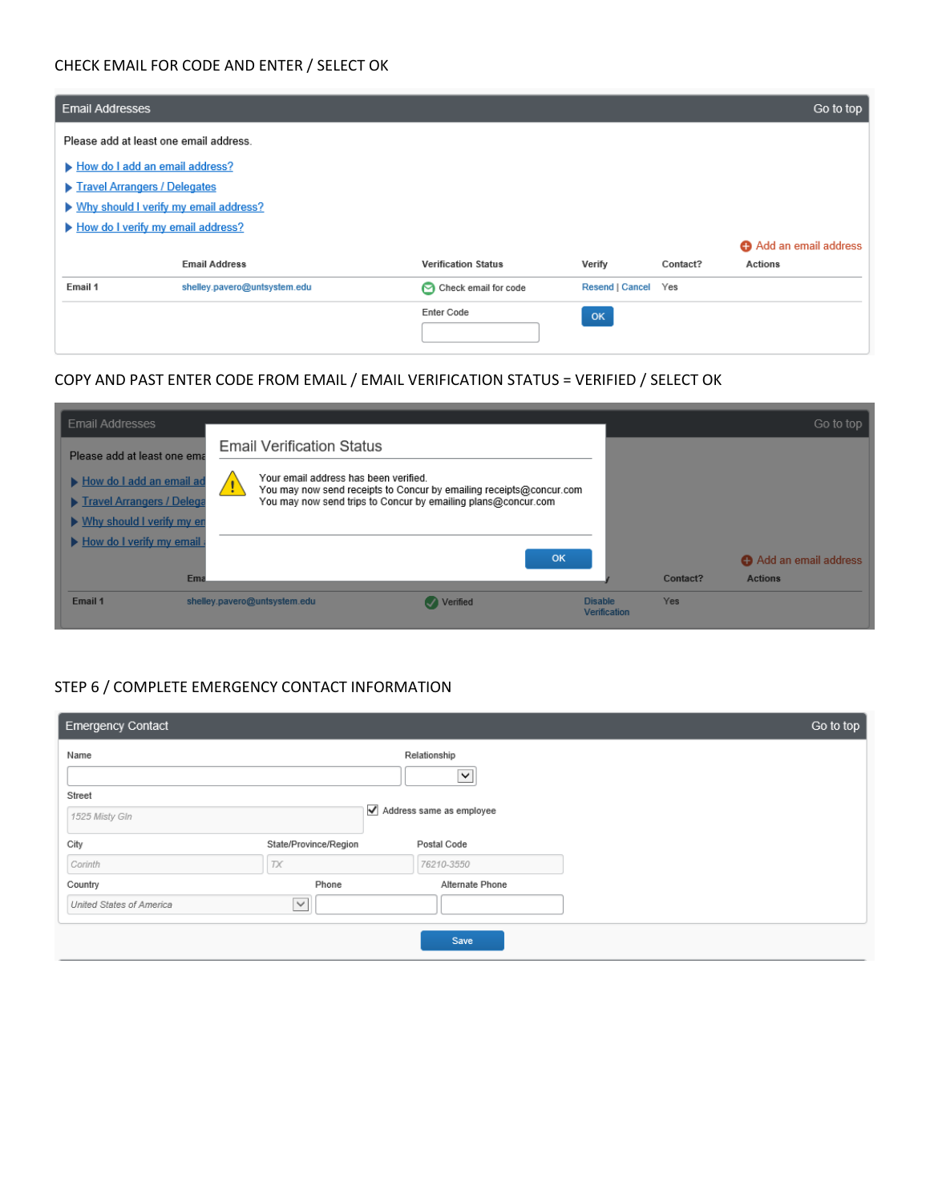CHECK EMAIL FOR CODE AND ENTER / SELECT OK

**Email Addresses** Go to top

Please add at least one email address.

- How do I add an email address?
- Travel Arrangers / Delegates
- Why should I verify my email address?
- How do I verify my email address?

Add an email address

| | Email Address | Verification Status | Verify | Contact? | Actions |
| --- | --- | --- | --- | --- | --- |
| Email 1 | shelley.pavero@untsystem.edu | Check email for code | Resend \| Cancel | Yes | |
| | | Enter Code | OK | | |

COPY AND PAST ENTER CODE FROM EMAIL / EMAIL VERIFICATION STATUS = VERIFIED / SELECT OK

**Email Verification Status**

Your email address has been verified.
You may now send receipts to Concur by emailing receipts@concur.com
You may now send trips to Concur by emailing plans@concur.com

OK

| | Email Address | Verification Status | Verify | Contact? | Actions |
| --- | --- | --- | --- | --- | --- |
| Email 1 | shelley.pavero@untsystem.edu | Verified | Disable Verification | Yes | |

STEP 6 / COMPLETE EMERGENCY CONTACT INFORMATION

**Emergency Contact** Go to top

Name | Relationship

Street: 1525 Misty Gln | ☑ Address same as employee

City: Corinth | State/Province/Region: TX | Postal Code: 76210-3550

Country: United States of America | Phone | Alternate Phone

Save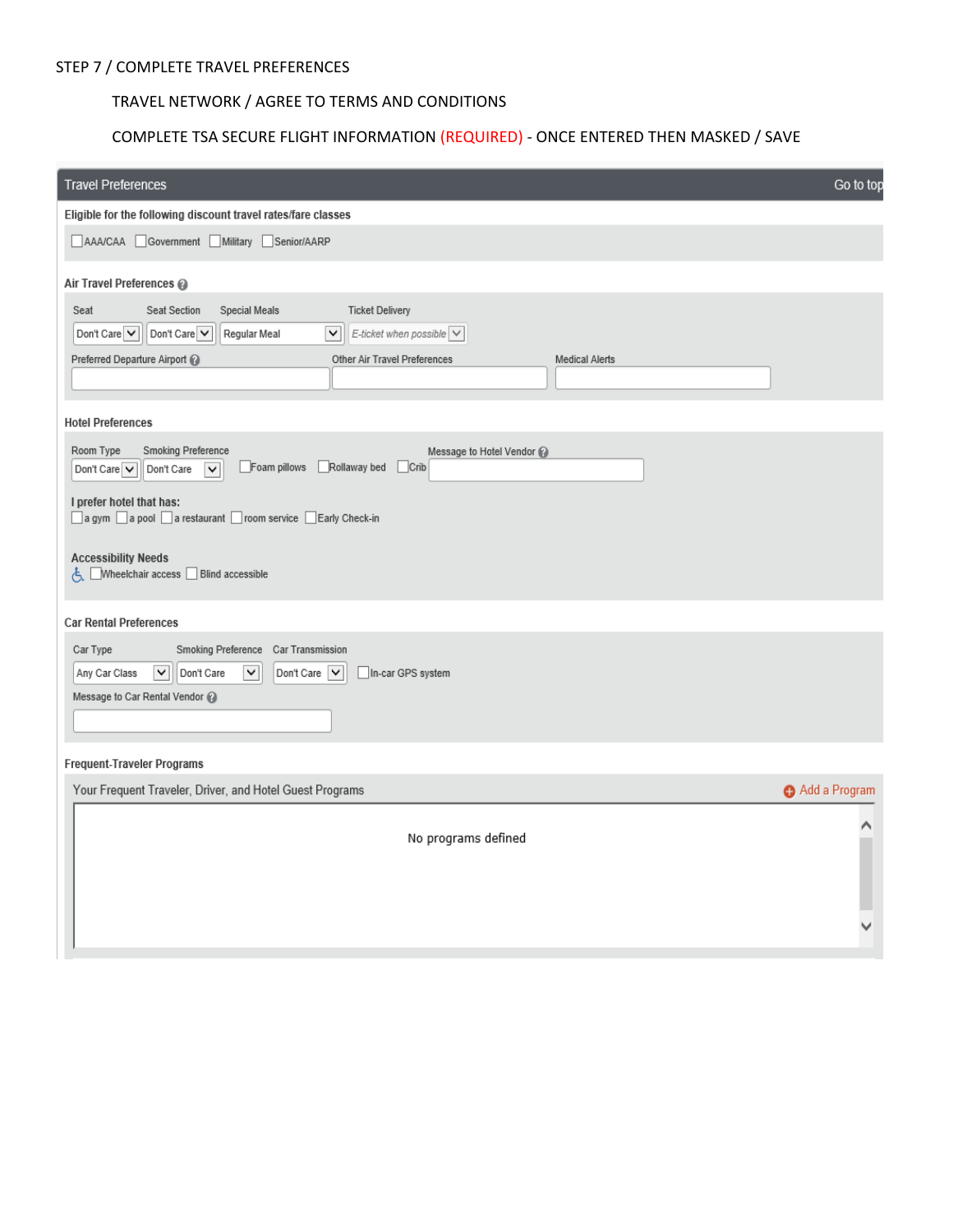STEP 7 / COMPLETE TRAVEL PREFERENCES

TRAVEL NETWORK / AGREE TO TERMS AND CONDITIONS

COMPLETE TSA SECURE FLIGHT INFORMATION (REQUIRED) - ONCE ENTERED THEN MASKED / SAVE

## Travel Preferences

Go to top

**Eligible for the following discount travel rates/fare classes**

☐ AAA/CAA ☐ Government ☐ Military ☐ Senior/AARP

**Air Travel Preferences**

| Seat | Seat Section | Special Meals | Ticket Delivery |
|---|---|---|---|
| Don't Care | Don't Care | Regular Meal | E-ticket when possible |

| Preferred Departure Airport | Other Air Travel Preferences | Medical Alerts |
|---|---|---|
| | | |

**Hotel Preferences**

| Room Type | Smoking Preference | | | | Message to Hotel Vendor |
|---|---|---|---|---|---|
| Don't Care | Don't Care | ☐ Foam pillows | ☐ Rollaway bed | ☐ Crib | |

**I prefer hotel that has:**

☐ a gym ☐ a pool ☐ a restaurant ☐ room service ☐ Early Check-in

**Accessibility Needs**

☐ Wheelchair access ☐ Blind accessible

**Car Rental Preferences**

| Car Type | Smoking Preference | Car Transmission | |
|---|---|---|---|
| Any Car Class | Don't Care | Don't Care | ☐ In-car GPS system |

Message to Car Rental Vendor

**Frequent-Traveler Programs**

Your Frequent Traveler, Driver, and Hotel Guest Programs

Add a Program

No programs defined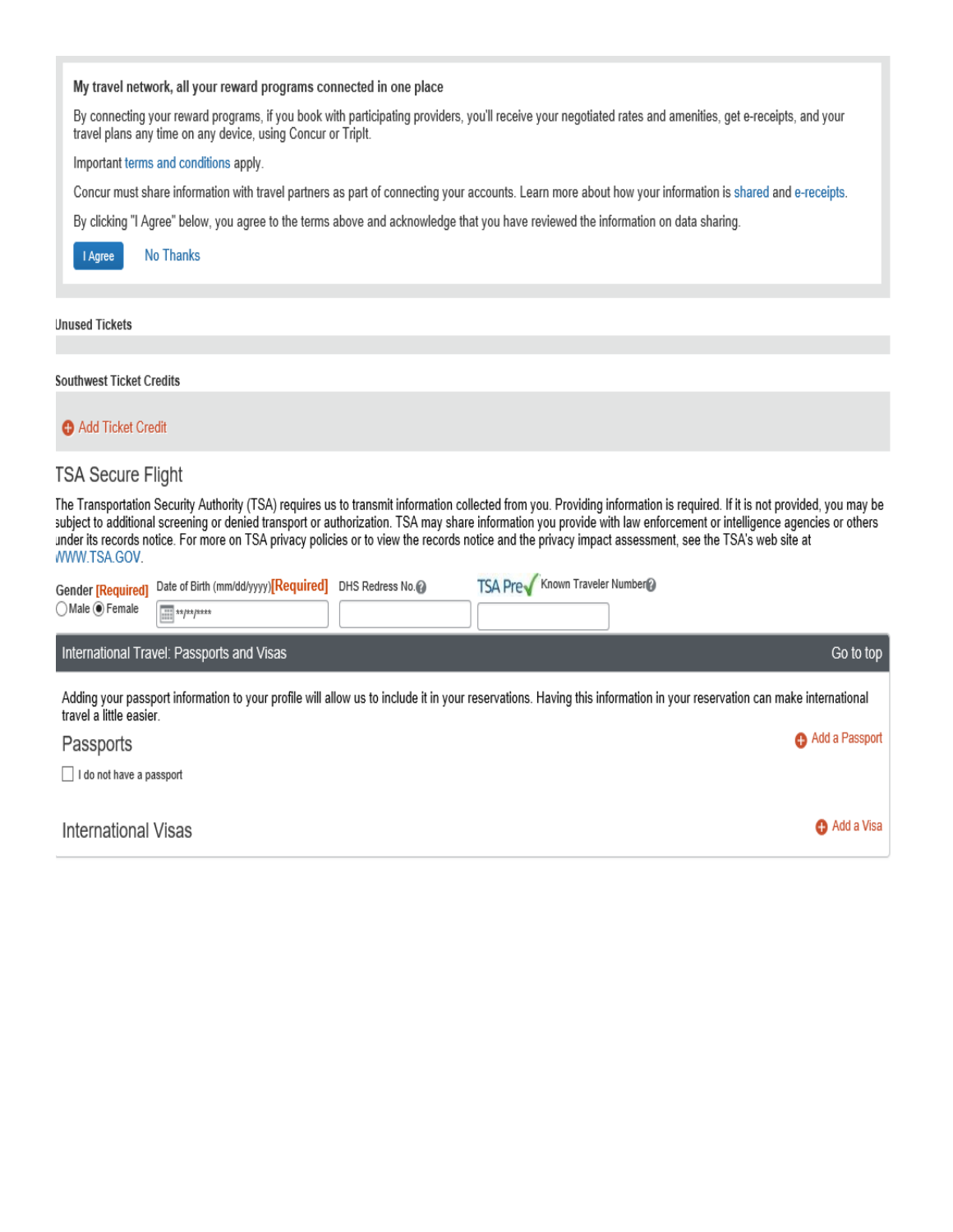**My travel network, all your reward programs connected in one place**

By connecting your reward programs, if you book with participating providers, you'll receive your negotiated rates and amenities, get e-receipts, and your travel plans any time on any device, using Concur or TripIt.

Important terms and conditions apply.

Concur must share information with travel partners as part of connecting your accounts. Learn more about how your information is shared and e-receipts.

By clicking "I Agree" below, you agree to the terms above and acknowledge that you have reviewed the information on data sharing.

I Agree    No Thanks

**Unused Tickets**

**Southwest Ticket Credits**

Add Ticket Credit

## TSA Secure Flight

The Transportation Security Authority (TSA) requires us to transmit information collected from you. Providing information is required. If it is not provided, you may be subject to additional screening or denied transport or authorization. TSA may share information you provide with law enforcement or intelligence agencies or others under its records notice. For more on TSA privacy policies or to view the records notice and the privacy impact assessment, see the TSA's web site at WWW.TSA.GOV.

Gender [Required]    Date of Birth (mm/dd/yyyy)[Required]    DHS Redress No.    TSA Pre✓ Known Traveler Number

○ Male ◉ Female    **/**/****

## International Travel: Passports and Visas

Go to top

Adding your passport information to your profile will allow us to include it in your reservations. Having this information in your reservation can make international travel a little easier.

### Passports

Add a Passport

☐ I do not have a passport

### International Visas

Add a Visa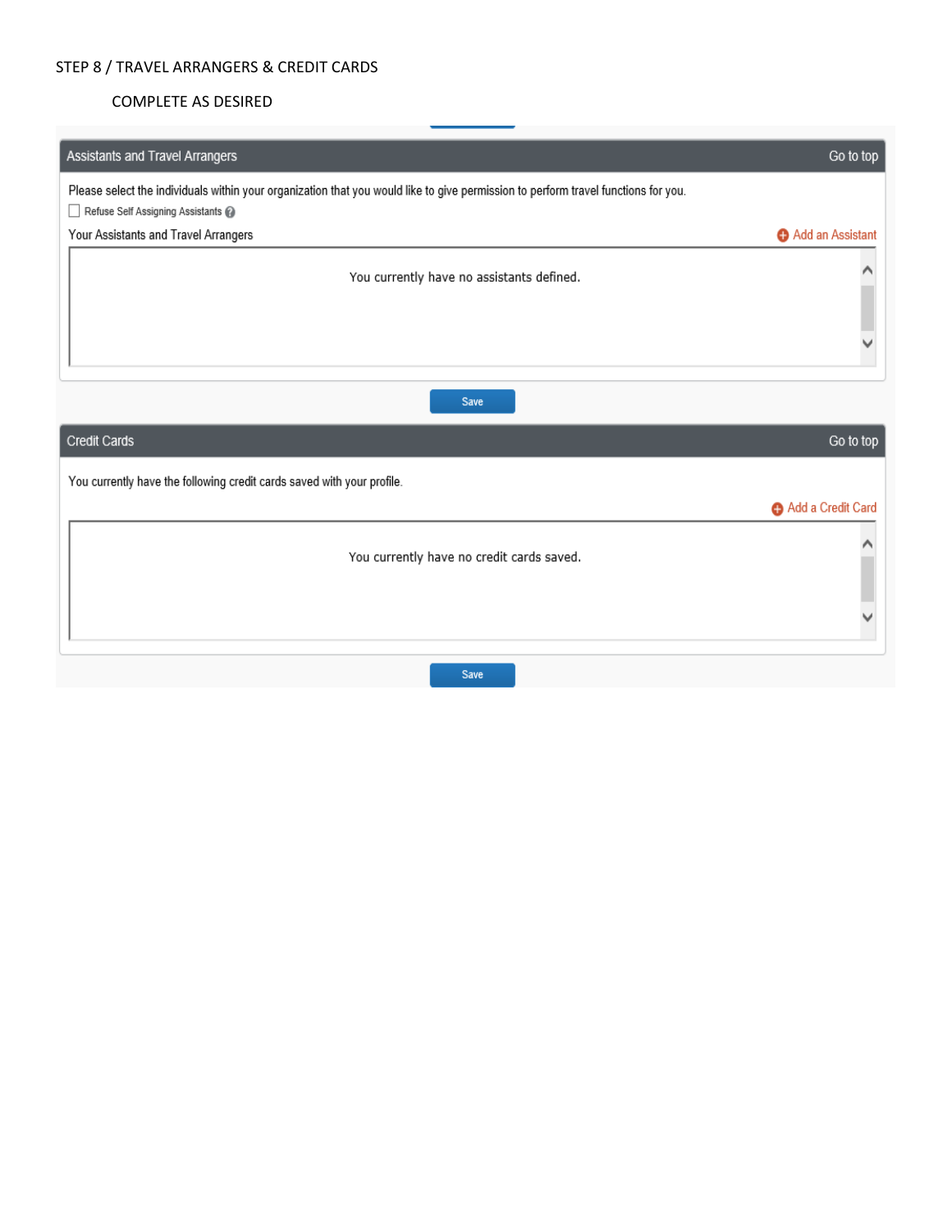STEP 8 / TRAVEL ARRANGERS & CREDIT CARDS

COMPLETE AS DESIRED

## Assistants and Travel Arrangers

Go to top

Please select the individuals within your organization that you would like to give permission to perform travel functions for you.

Refuse Self Assigning Assistants

Your Assistants and Travel Arrangers

Add an Assistant

You currently have no assistants defined.

Save

## Credit Cards

Go to top

You currently have the following credit cards saved with your profile.

Add a Credit Card

You currently have no credit cards saved.

Save